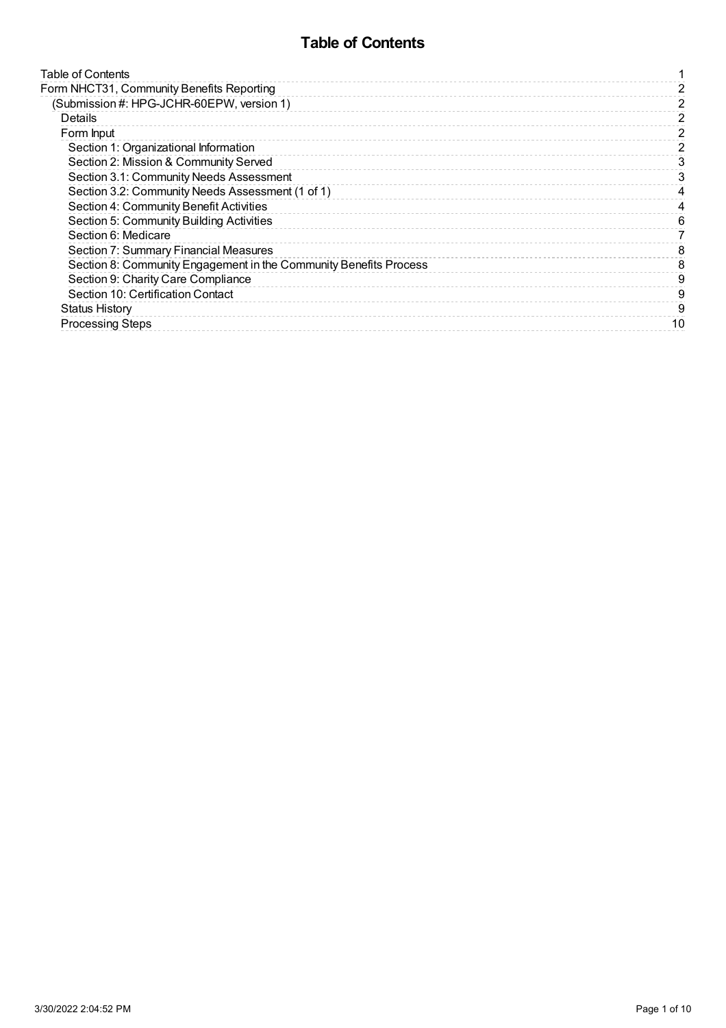# Table of Contents

| | |
|---|---|
| Table of Contents | 1 |
| Form NHCT31, Community Benefits Reporting | 2 |
| (Submission #: HPG-JCHR-60EPW, version 1) | 2 |
| Details | 2 |
| Form Input | 2 |
| Section 1: Organizational Information | 2 |
| Section 2: Mission & Community Served | 3 |
| Section 3.1: Community Needs Assessment | 3 |
| Section 3.2: Community Needs Assessment (1 of 1) | 4 |
| Section 4: Community Benefit Activities | 4 |
| Section 5: Community Building Activities | 6 |
| Section 6: Medicare | 7 |
| Section 7: Summary Financial Measures | 8 |
| Section 8: Community Engagement in the Community Benefits Process | 8 |
| Section 9: Charity Care Compliance | 9 |
| Section 10: Certification Contact | 9 |
| Status History | 9 |
| Processing Steps | 10 |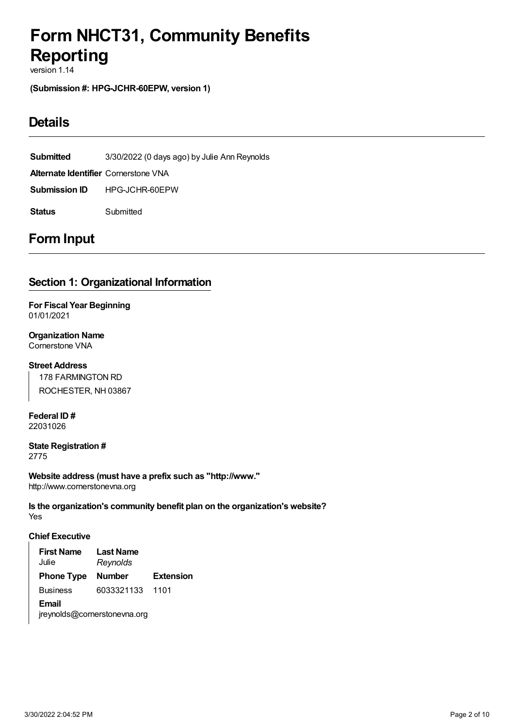# Form NHCT31, Community Benefits Reporting

version 1.14

**(Submission #: HPG-JCHR-60EPW, version 1)**

## Details

| | |
|---|---|
| **Submitted** | 3/30/2022 (0 days ago) by Julie Ann Reynolds |
| **Alternate Identifier** | Cornerstone VNA |
| **Submission ID** | HPG-JCHR-60EPW |
| **Status** | Submitted |

## Form Input

### Section 1: Organizational Information

**For Fiscal Year Beginning**
01/01/2021

**Organization Name**
Cornerstone VNA

**Street Address**
178 FARMINGTON RD
ROCHESTER, NH 03867

**Federal ID #**
22031026

**State Registration #**
2775

**Website address (must have a prefix such as "http://www."**
http://www.cornerstonevna.org

**Is the organization's community benefit plan on the organization's website?**
Yes

**Chief Executive**

| **First Name** | **Last Name** | |
|---|---|---|
| Julie | *Reynolds* | |
| **Phone Type** | **Number** | **Extension** |
| Business | 6033321133 | 1101 |

**Email**
jreynolds@cornerstonevna.org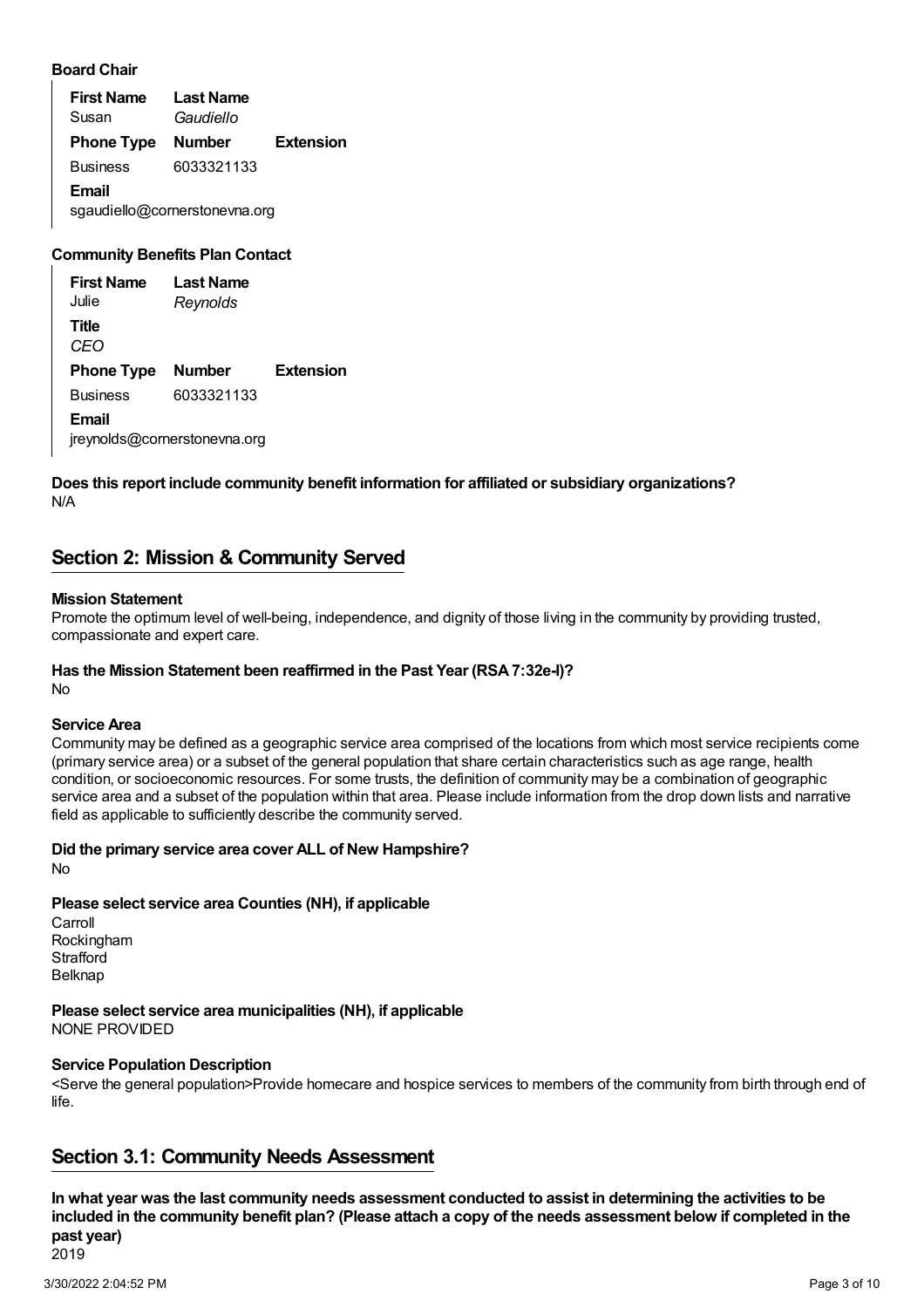### Board Chair

| First Name | Last Name | |
|---|---|---|
| Susan | *Gaudiello* | |
| **Phone Type** | **Number** | **Extension** |
| Business | 6033321133 | |

**Email**
sgaudiello@cornerstonevna.org

### Community Benefits Plan Contact

| First Name | Last Name | |
|---|---|---|
| Julie | *Reynolds* | |

**Title**
*CEO*

| Phone Type | Number | Extension |
|---|---|---|
| Business | 6033321133 | |

**Email**
jreynolds@cornerstonevna.org

**Does this report include community benefit information for affiliated or subsidiary organizations?**
N/A

## Section 2: Mission & Community Served

**Mission Statement**
Promote the optimum level of well-being, independence, and dignity of those living in the community by providing trusted, compassionate and expert care.

**Has the Mission Statement been reaffirmed in the Past Year (RSA 7:32e-I)?**
No

**Service Area**
Community may be defined as a geographic service area comprised of the locations from which most service recipients come (primary service area) or a subset of the general population that share certain characteristics such as age range, health condition, or socioeconomic resources. For some trusts, the definition of community may be a combination of geographic service area and a subset of the population within that area. Please include information from the drop down lists and narrative field as applicable to sufficiently describe the community served.

**Did the primary service area cover ALL of New Hampshire?**
No

**Please select service area Counties (NH), if applicable**
Carroll
Rockingham
Strafford
Belknap

**Please select service area municipalities (NH), if applicable**
NONE PROVIDED

**Service Population Description**
<Serve the general population>Provide homecare and hospice services to members of the community from birth through end of life.

## Section 3.1: Community Needs Assessment

**In what year was the last community needs assessment conducted to assist in determining the activities to be included in the community benefit plan? (Please attach a copy of the needs assessment below if completed in the past year)**
2019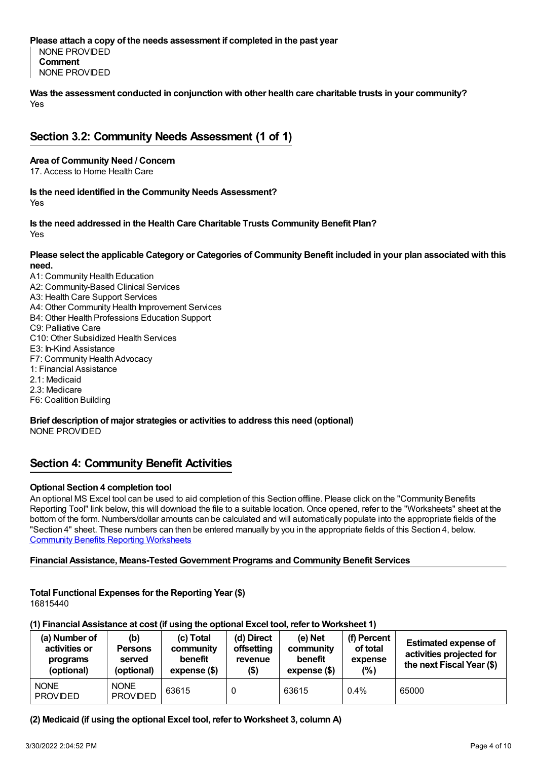**Please attach a copy of the needs assessment if completed in the past year**

NONE PROVIDED

**Comment**

NONE PROVIDED

**Was the assessment conducted in conjunction with other health care charitable trusts in your community?**

Yes

## Section 3.2: Community Needs Assessment (1 of 1)

**Area of Community Need / Concern**

17. Access to Home Health Care

**Is the need identified in the Community Needs Assessment?**

Yes

**Is the need addressed in the Health Care Charitable Trusts Community Benefit Plan?**

Yes

**Please select the applicable Category or Categories of Community Benefit included in your plan associated with this need.**

A1: Community Health Education
A2: Community-Based Clinical Services
A3: Health Care Support Services
A4: Other Community Health Improvement Services
B4: Other Health Professions Education Support
C9: Palliative Care
C10: Other Subsidized Health Services
E3: In-Kind Assistance
F7: Community Health Advocacy
1: Financial Assistance
2.1: Medicaid
2.3: Medicare
F6: Coalition Building

**Brief description of major strategies or activities to address this need (optional)**

NONE PROVIDED

## Section 4: Community Benefit Activities

**Optional Section 4 completion tool**

An optional MS Excel tool can be used to aid completion of this Section offline. Please click on the "Community Benefits Reporting Tool" link below, this will download the file to a suitable location. Once opened, refer to the "Worksheets" sheet at the bottom of the form. Numbers/dollar amounts can be calculated and will automatically populate into the appropriate fields of the "Section 4" sheet. These numbers can then be entered manually by you in the appropriate fields of this Section 4, below.
Community Benefits Reporting Worksheets

**Financial Assistance, Means-Tested Government Programs and Community Benefit Services**

**Total Functional Expenses for the Reporting Year ($)**

16815440

**(1) Financial Assistance at cost (if using the optional Excel tool, refer to Worksheet 1)**

| (a) Number of activities or programs (optional) | (b) Persons served (optional) | (c) Total community benefit expense ($) | (d) Direct offsetting revenue ($) | (e) Net community benefit expense ($) | (f) Percent of total expense (%) | Estimated expense of activities projected for the next Fiscal Year ($) |
|---|---|---|---|---|---|---|
| NONE PROVIDED | NONE PROVIDED | 63615 | 0 | 63615 | 0.4% | 65000 |

**(2) Medicaid (if using the optional Excel tool, refer to Worksheet 3, column A)**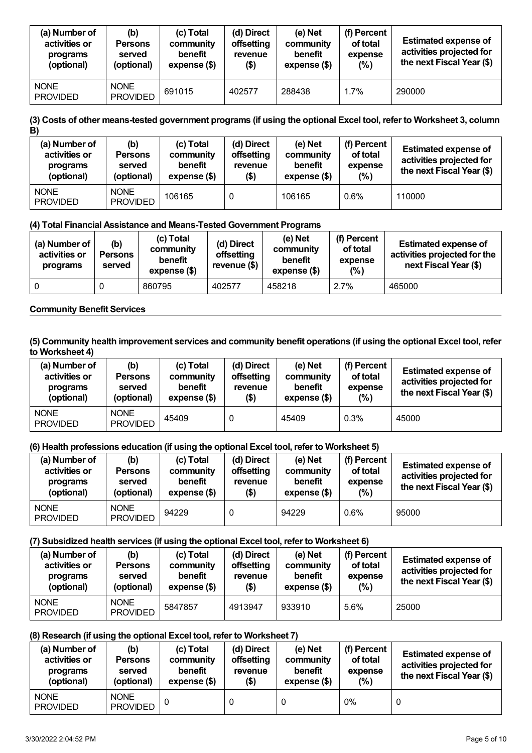| (a) Number of activities or programs (optional) | (b) Persons served (optional) | (c) Total community benefit expense ($) | (d) Direct offsetting revenue ($) | (e) Net community benefit expense ($) | (f) Percent of total expense (%) | Estimated expense of activities projected for the next Fiscal Year ($) |
|---|---|---|---|---|---|---|
| NONE PROVIDED | NONE PROVIDED | 691015 | 402577 | 288438 | 1.7% | 290000 |

**(3) Costs of other means-tested government programs (if using the optional Excel tool, refer to Worksheet 3, column B)**

| (a) Number of activities or programs (optional) | (b) Persons served (optional) | (c) Total community benefit expense ($) | (d) Direct offsetting revenue ($) | (e) Net community benefit expense ($) | (f) Percent of total expense (%) | Estimated expense of activities projected for the next Fiscal Year ($) |
|---|---|---|---|---|---|---|
| NONE PROVIDED | NONE PROVIDED | 106165 | 0 | 106165 | 0.6% | 110000 |

**(4) Total Financial Assistance and Means-Tested Government Programs**

| (a) Number of activities or programs | (b) Persons served | (c) Total community benefit expense ($) | (d) Direct offsetting revenue ($) | (e) Net community benefit expense ($) | (f) Percent of total expense (%) | Estimated expense of activities projected for the next Fiscal Year ($) |
|---|---|---|---|---|---|---|
| 0 | 0 | 860795 | 402577 | 458218 | 2.7% | 465000 |

**Community Benefit Services**

**(5) Community health improvement services and community benefit operations (if using the optional Excel tool, refer to Worksheet 4)**

| (a) Number of activities or programs (optional) | (b) Persons served (optional) | (c) Total community benefit expense ($) | (d) Direct offsetting revenue ($) | (e) Net community benefit expense ($) | (f) Percent of total expense (%) | Estimated expense of activities projected for the next Fiscal Year ($) |
|---|---|---|---|---|---|---|
| NONE PROVIDED | NONE PROVIDED | 45409 | 0 | 45409 | 0.3% | 45000 |

**(6) Health professions education (if using the optional Excel tool, refer to Worksheet 5)**

| (a) Number of activities or programs (optional) | (b) Persons served (optional) | (c) Total community benefit expense ($) | (d) Direct offsetting revenue ($) | (e) Net community benefit expense ($) | (f) Percent of total expense (%) | Estimated expense of activities projected for the next Fiscal Year ($) |
|---|---|---|---|---|---|---|
| NONE PROVIDED | NONE PROVIDED | 94229 | 0 | 94229 | 0.6% | 95000 |

**(7) Subsidized health services (if using the optional Excel tool, refer to Worksheet 6)**

| (a) Number of activities or programs (optional) | (b) Persons served (optional) | (c) Total community benefit expense ($) | (d) Direct offsetting revenue ($) | (e) Net community benefit expense ($) | (f) Percent of total expense (%) | Estimated expense of activities projected for the next Fiscal Year ($) |
|---|---|---|---|---|---|---|
| NONE PROVIDED | NONE PROVIDED | 5847857 | 4913947 | 933910 | 5.6% | 25000 |

**(8) Research (if using the optional Excel tool, refer to Worksheet 7)**

| (a) Number of activities or programs (optional) | (b) Persons served (optional) | (c) Total community benefit expense ($) | (d) Direct offsetting revenue ($) | (e) Net community benefit expense ($) | (f) Percent of total expense (%) | Estimated expense of activities projected for the next Fiscal Year ($) |
|---|---|---|---|---|---|---|
| NONE PROVIDED | NONE PROVIDED | 0 | 0 | 0 | 0% | 0 |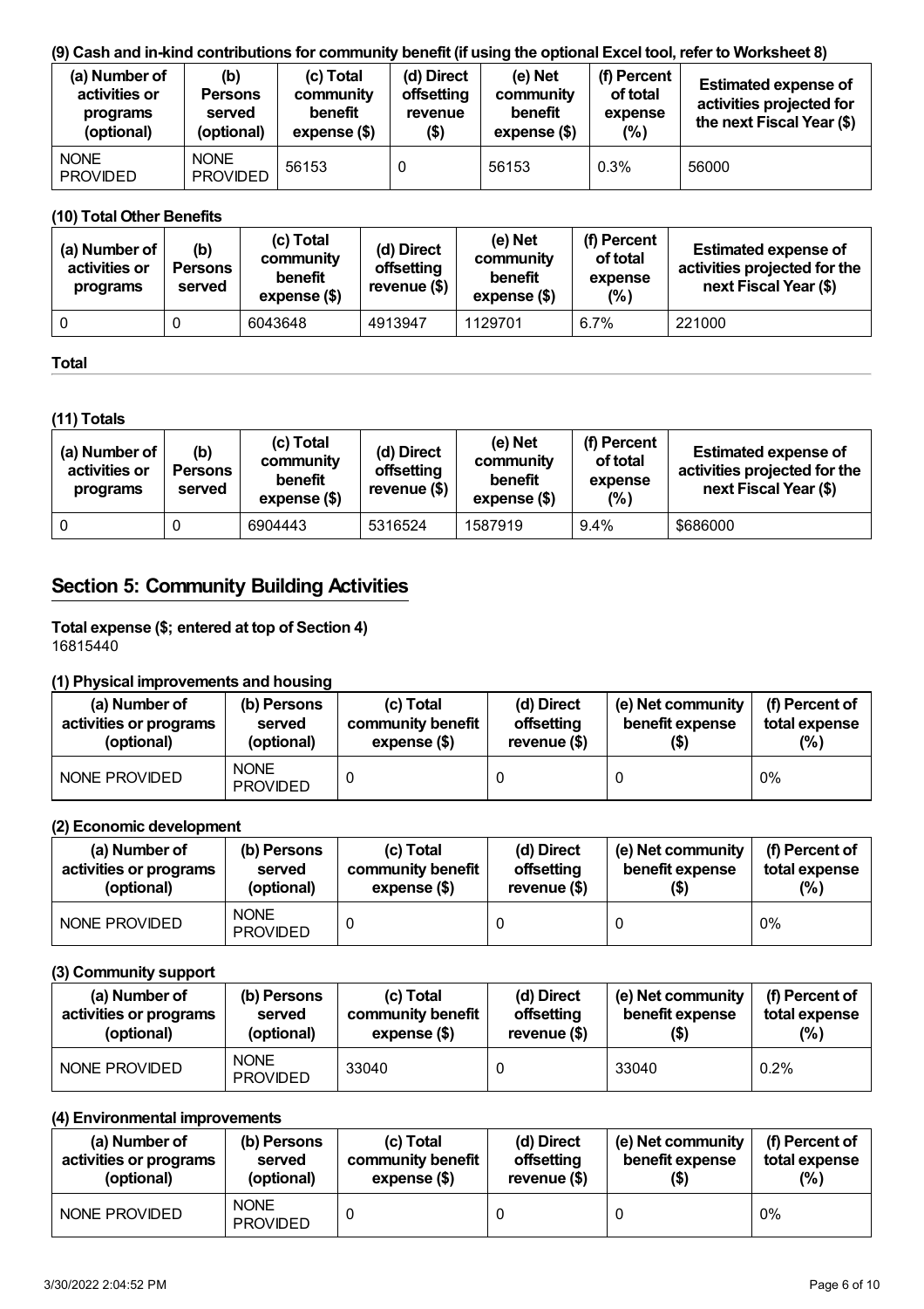#### (9) Cash and in-kind contributions for community benefit (if using the optional Excel tool, refer to Worksheet 8)

| (a) Number of activities or programs (optional) | (b) Persons served (optional) | (c) Total community benefit expense ($) | (d) Direct offsetting revenue ($) | (e) Net community benefit expense ($) | (f) Percent of total expense (%) | Estimated expense of activities projected for the next Fiscal Year ($) |
|---|---|---|---|---|---|---|
| NONE PROVIDED | NONE PROVIDED | 56153 | 0 | 56153 | 0.3% | 56000 |

#### (10) Total Other Benefits

| (a) Number of activities or programs | (b) Persons served | (c) Total community benefit expense ($) | (d) Direct offsetting revenue ($) | (e) Net community benefit expense ($) | (f) Percent of total expense (%) | Estimated expense of activities projected for the next Fiscal Year ($) |
|---|---|---|---|---|---|---|
| 0 | 0 | 6043648 | 4913947 | 1129701 | 6.7% | 221000 |

### Total

#### (11) Totals

| (a) Number of activities or programs | (b) Persons served | (c) Total community benefit expense ($) | (d) Direct offsetting revenue ($) | (e) Net community benefit expense ($) | (f) Percent of total expense (%) | Estimated expense of activities projected for the next Fiscal Year ($) |
|---|---|---|---|---|---|---|
| 0 | 0 | 6904443 | 5316524 | 1587919 | 9.4% | $686000 |

## Section 5: Community Building Activities

**Total expense ($; entered at top of Section 4)**
16815440

#### (1) Physical improvements and housing

| (a) Number of activities or programs (optional) | (b) Persons served (optional) | (c) Total community benefit expense ($) | (d) Direct offsetting revenue ($) | (e) Net community benefit expense ($) | (f) Percent of total expense (%) |
|---|---|---|---|---|---|
| NONE PROVIDED | NONE PROVIDED | 0 | 0 | 0 | 0% |

#### (2) Economic development

| (a) Number of activities or programs (optional) | (b) Persons served (optional) | (c) Total community benefit expense ($) | (d) Direct offsetting revenue ($) | (e) Net community benefit expense ($) | (f) Percent of total expense (%) |
|---|---|---|---|---|---|
| NONE PROVIDED | NONE PROVIDED | 0 | 0 | 0 | 0% |

#### (3) Community support

| (a) Number of activities or programs (optional) | (b) Persons served (optional) | (c) Total community benefit expense ($) | (d) Direct offsetting revenue ($) | (e) Net community benefit expense ($) | (f) Percent of total expense (%) |
|---|---|---|---|---|---|
| NONE PROVIDED | NONE PROVIDED | 33040 | 0 | 33040 | 0.2% |

#### (4) Environmental improvements

| (a) Number of activities or programs (optional) | (b) Persons served (optional) | (c) Total community benefit expense ($) | (d) Direct offsetting revenue ($) | (e) Net community benefit expense ($) | (f) Percent of total expense (%) |
|---|---|---|---|---|---|
| NONE PROVIDED | NONE PROVIDED | 0 | 0 | 0 | 0% |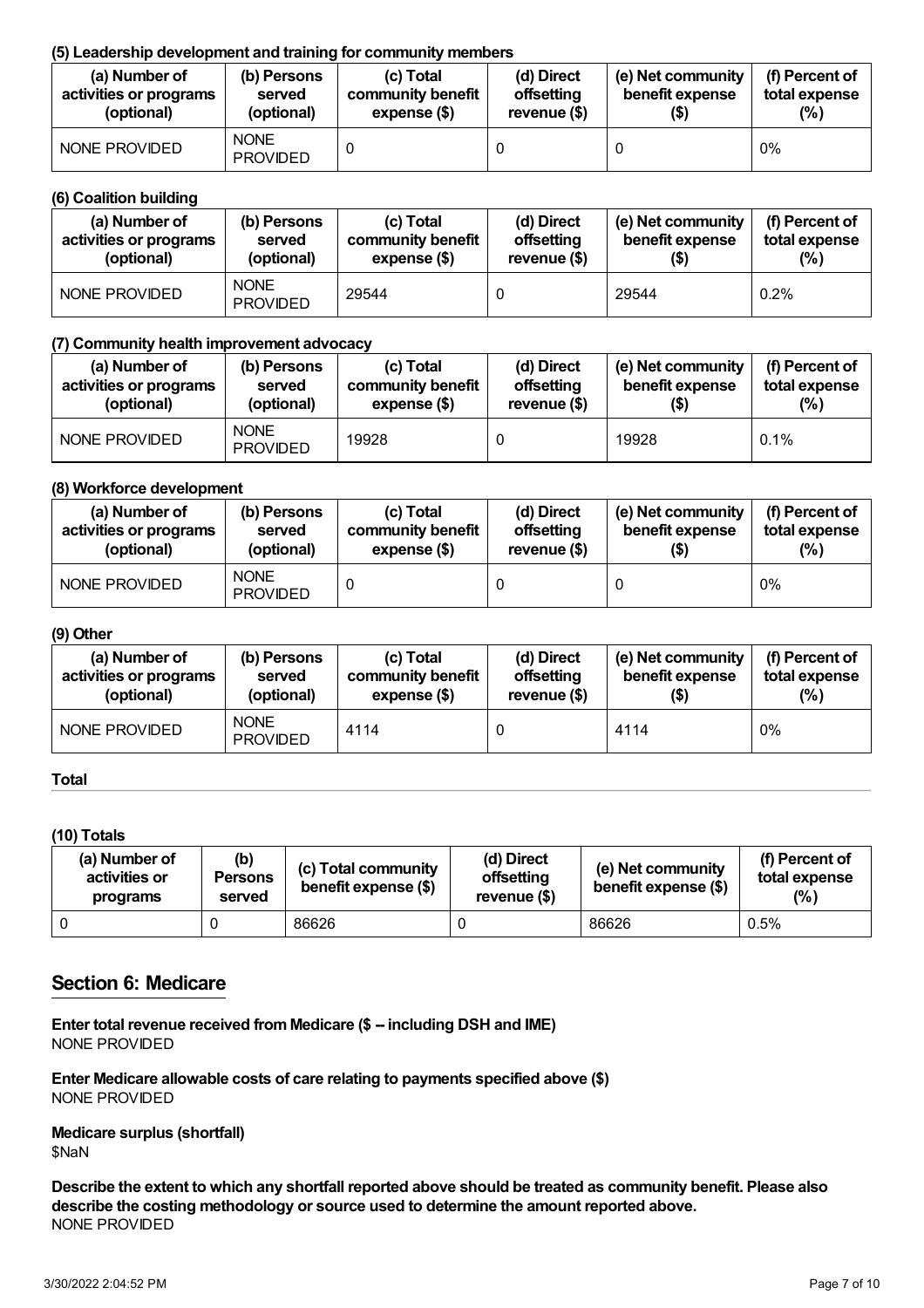**(5) Leadership development and training for community members**

| (a) Number of activities or programs (optional) | (b) Persons served (optional) | (c) Total community benefit expense ($) | (d) Direct offsetting revenue ($) | (e) Net community benefit expense ($) | (f) Percent of total expense (%) |
|---|---|---|---|---|---|
| NONE PROVIDED | NONE PROVIDED | 0 | 0 | 0 | 0% |

**(6) Coalition building**

| (a) Number of activities or programs (optional) | (b) Persons served (optional) | (c) Total community benefit expense ($) | (d) Direct offsetting revenue ($) | (e) Net community benefit expense ($) | (f) Percent of total expense (%) |
|---|---|---|---|---|---|
| NONE PROVIDED | NONE PROVIDED | 29544 | 0 | 29544 | 0.2% |

**(7) Community health improvement advocacy**

| (a) Number of activities or programs (optional) | (b) Persons served (optional) | (c) Total community benefit expense ($) | (d) Direct offsetting revenue ($) | (e) Net community benefit expense ($) | (f) Percent of total expense (%) |
|---|---|---|---|---|---|
| NONE PROVIDED | NONE PROVIDED | 19928 | 0 | 19928 | 0.1% |

**(8) Workforce development**

| (a) Number of activities or programs (optional) | (b) Persons served (optional) | (c) Total community benefit expense ($) | (d) Direct offsetting revenue ($) | (e) Net community benefit expense ($) | (f) Percent of total expense (%) |
|---|---|---|---|---|---|
| NONE PROVIDED | NONE PROVIDED | 0 | 0 | 0 | 0% |

**(9) Other**

| (a) Number of activities or programs (optional) | (b) Persons served (optional) | (c) Total community benefit expense ($) | (d) Direct offsetting revenue ($) | (e) Net community benefit expense ($) | (f) Percent of total expense (%) |
|---|---|---|---|---|---|
| NONE PROVIDED | NONE PROVIDED | 4114 | 0 | 4114 | 0% |

**Total**

**(10) Totals**

| (a) Number of activities or programs | (b) Persons served | (c) Total community benefit expense ($) | (d) Direct offsetting revenue ($) | (e) Net community benefit expense ($) | (f) Percent of total expense (%) |
|---|---|---|---|---|---|
| 0 | 0 | 86626 | 0 | 86626 | 0.5% |

## Section 6: Medicare

**Enter total revenue received from Medicare ($ -- including DSH and IME)**
NONE PROVIDED

**Enter Medicare allowable costs of care relating to payments specified above ($)**
NONE PROVIDED

**Medicare surplus (shortfall)**
$NaN

**Describe the extent to which any shortfall reported above should be treated as community benefit. Please also describe the costing methodology or source used to determine the amount reported above.**
NONE PROVIDED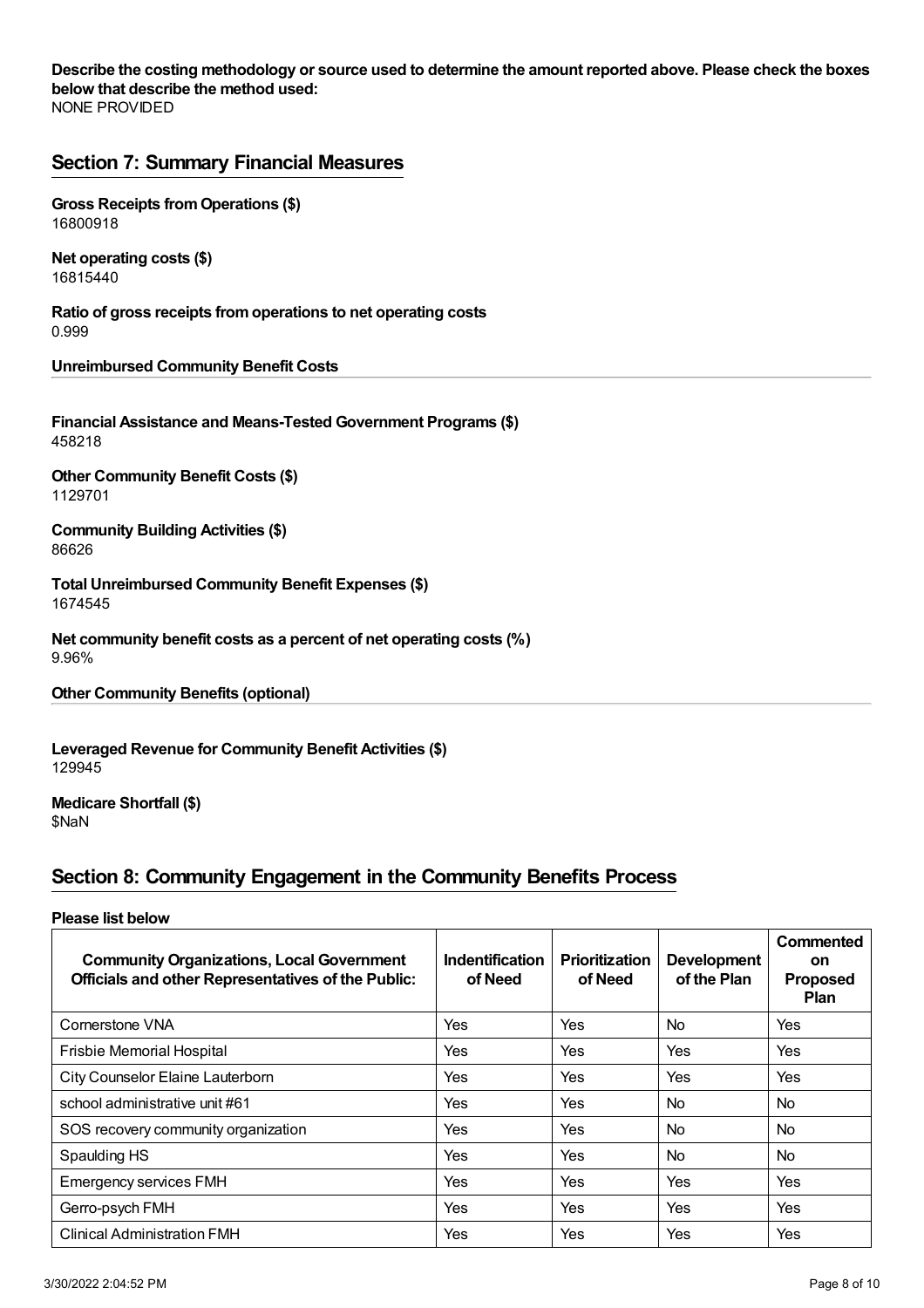**Describe the costing methodology or source used to determine the amount reported above. Please check the boxes below that describe the method used:**
NONE PROVIDED

## Section 7: Summary Financial Measures

**Gross Receipts from Operations ($)**
16800918

**Net operating costs ($)**
16815440

**Ratio of gross receipts from operations to net operating costs**
0.999

**Unreimbursed Community Benefit Costs**

**Financial Assistance and Means-Tested Government Programs ($)**
458218

**Other Community Benefit Costs ($)**
1129701

**Community Building Activities ($)**
86626

**Total Unreimbursed Community Benefit Expenses ($)**
1674545

**Net community benefit costs as a percent of net operating costs (%)**
9.96%

**Other Community Benefits (optional)**

**Leveraged Revenue for Community Benefit Activities ($)**
129945

**Medicare Shortfall ($)**
$NaN

## Section 8: Community Engagement in the Community Benefits Process

**Please list below**

| Community Organizations, Local Government Officials and other Representatives of the Public: | Indentification of Need | Prioritization of Need | Development of the Plan | Commented on Proposed Plan |
|---|---|---|---|---|
| Cornerstone VNA | Yes | Yes | No | Yes |
| Frisbie Memorial Hospital | Yes | Yes | Yes | Yes |
| City Counselor Elaine Lauterborn | Yes | Yes | Yes | Yes |
| school administrative unit #61 | Yes | Yes | No | No |
| SOS recovery community organization | Yes | Yes | No | No |
| Spaulding HS | Yes | Yes | No | No |
| Emergency services FMH | Yes | Yes | Yes | Yes |
| Gerro-psych FMH | Yes | Yes | Yes | Yes |
| Clinical Administration FMH | Yes | Yes | Yes | Yes |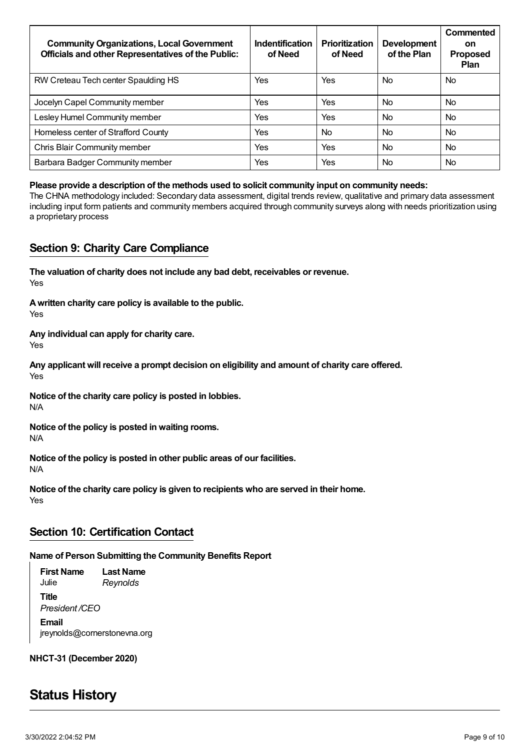| Community Organizations, Local Government Officials and other Representatives of the Public: | Indentification of Need | Prioritization of Need | Development of the Plan | Commented on Proposed Plan |
|---|---|---|---|---|
| RW Creteau Tech center Spaulding HS | Yes | Yes | No | No |
| Jocelyn Capel Community member | Yes | Yes | No | No |
| Lesley Humel Community member | Yes | Yes | No | No |
| Homeless center of Strafford County | Yes | No | No | No |
| Chris Blair Community member | Yes | Yes | No | No |
| Barbara Badger Community member | Yes | Yes | No | No |

**Please provide a description of the methods used to solicit community input on community needs:**
The CHNA methodology included: Secondary data assessment, digital trends review, qualitative and primary data assessment including input form patients and community members acquired through community surveys along with needs prioritization using a proprietary process

## Section 9: Charity Care Compliance

**The valuation of charity does not include any bad debt, receivables or revenue.**
Yes

**A written charity care policy is available to the public.**
Yes

**Any individual can apply for charity care.**
Yes

**Any applicant will receive a prompt decision on eligibility and amount of charity care offered.**
Yes

**Notice of the charity care policy is posted in lobbies.**
N/A

**Notice of the policy is posted in waiting rooms.**
N/A

**Notice of the policy is posted in other public areas of our facilities.**
N/A

**Notice of the charity care policy is given to recipients who are served in their home.**
Yes

## Section 10: Certification Contact

**Name of Person Submitting the Community Benefits Report**

**First Name** Julie
**Last Name** *Reynolds*

**Title**
*President /CEO*

**Email**
jreynolds@cornerstonevna.org

**NHCT-31 (December 2020)**

# Status History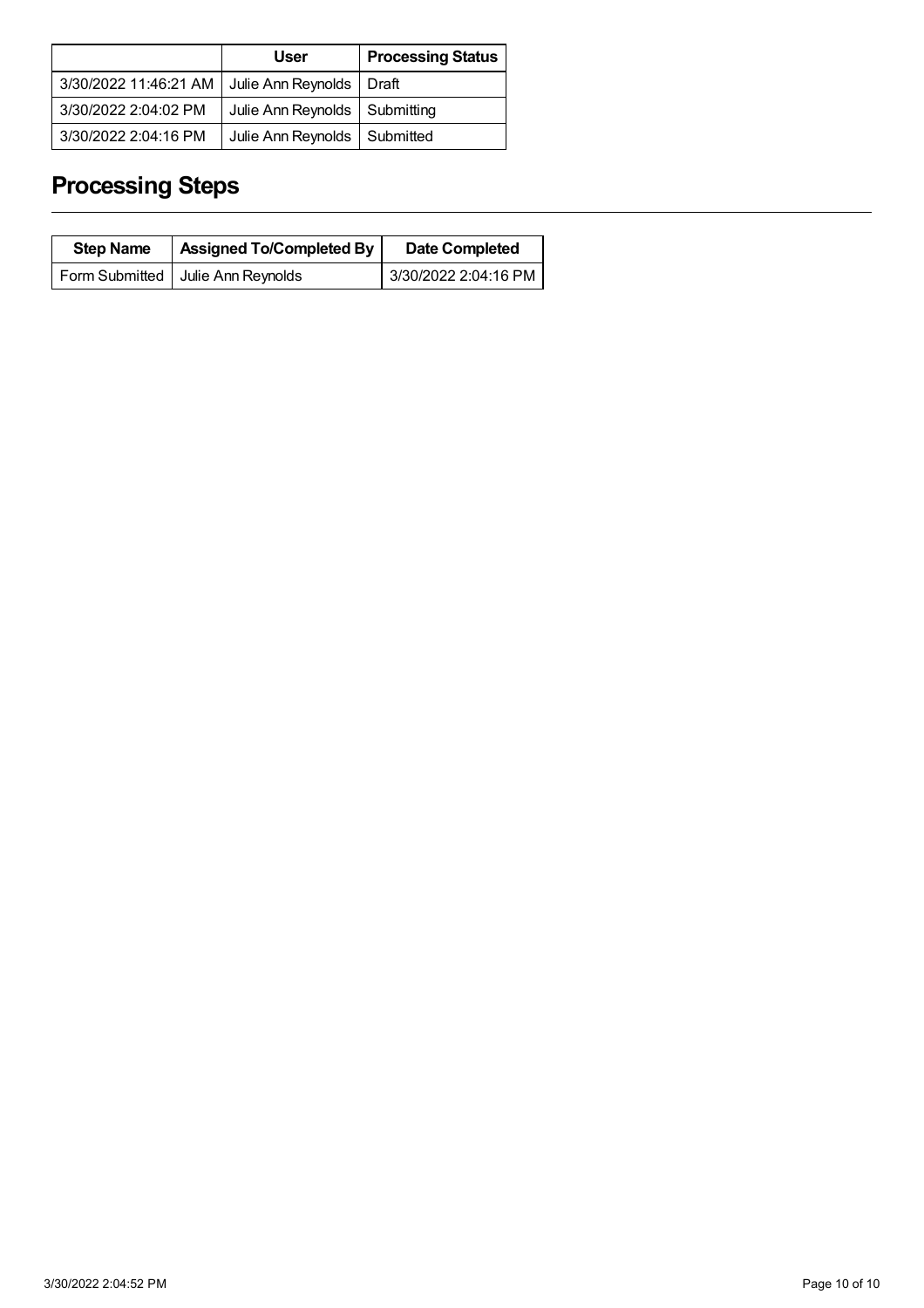| | User | Processing Status |
|---|---|---|
| 3/30/2022 11:46:21 AM | Julie Ann Reynolds | Draft |
| 3/30/2022 2:04:02 PM | Julie Ann Reynolds | Submitting |
| 3/30/2022 2:04:16 PM | Julie Ann Reynolds | Submitted |

## Processing Steps

| Step Name | Assigned To/Completed By | Date Completed |
|---|---|---|
| Form Submitted | Julie Ann Reynolds | 3/30/2022 2:04:16 PM |